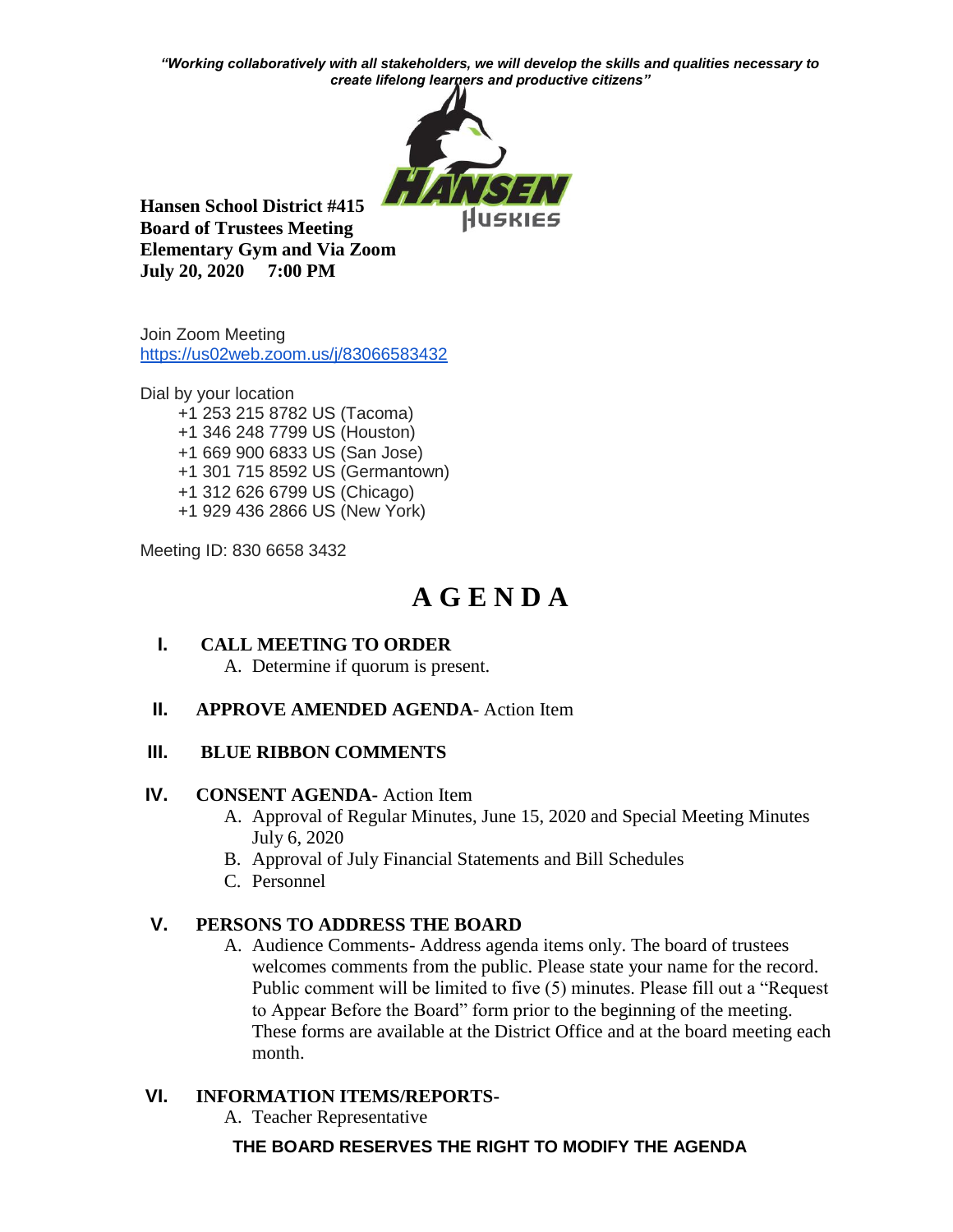*"Working collaboratively with all stakeholders, we will develop the skills and qualities necessary to create lifelong learners and productive citizens"*

**Hansen School District #415**
**Board of Trustees Meeting**
**Elementary Gym and Via Zoom**
**July 20, 2020 7:00 PM**

Join Zoom Meeting
https://us02web.zoom.us/j/83066583432

Dial by your location
+1 253 215 8782 US (Tacoma)
+1 346 248 7799 US (Houston)
+1 669 900 6833 US (San Jose)
+1 301 715 8592 US (Germantown)
+1 312 626 6799 US (Chicago)
+1 929 436 2866 US (New York)

Meeting ID: 830 6658 3432

# A G E N D A

**I. CALL MEETING TO ORDER**

A. Determine if quorum is present.

**II. APPROVE AMENDED AGENDA**- Action Item

**III. BLUE RIBBON COMMENTS**

**IV. CONSENT AGENDA**- Action Item

A. Approval of Regular Minutes, June 15, 2020 and Special Meeting Minutes July 6, 2020
B. Approval of July Financial Statements and Bill Schedules
C. Personnel

**V. PERSONS TO ADDRESS THE BOARD**

A. Audience Comments- Address agenda items only. The board of trustees welcomes comments from the public. Please state your name for the record. Public comment will be limited to five (5) minutes. Please fill out a "Request to Appear Before the Board" form prior to the beginning of the meeting. These forms are available at the District Office and at the board meeting each month.

**VI. INFORMATION ITEMS/REPORTS-**

A. Teacher Representative

**THE BOARD RESERVES THE RIGHT TO MODIFY THE AGENDA**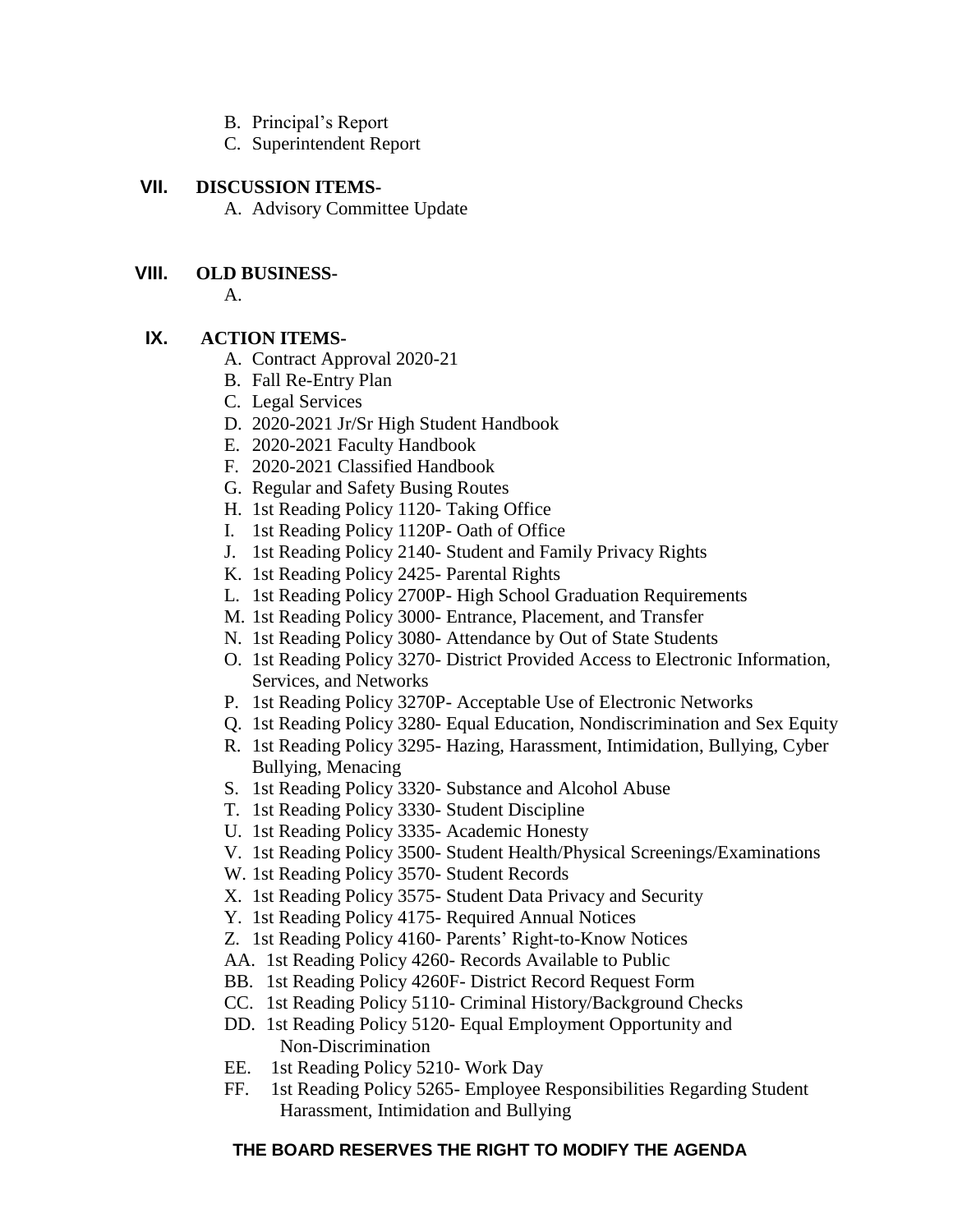B. Principal's Report
C. Superintendent Report

## VII. DISCUSSION ITEMS-

A. Advisory Committee Update

## VIII. OLD BUSINESS-

A.

## IX. ACTION ITEMS-

A. Contract Approval 2020-21
B. Fall Re-Entry Plan
C. Legal Services
D. 2020-2021 Jr/Sr High Student Handbook
E. 2020-2021 Faculty Handbook
F. 2020-2021 Classified Handbook
G. Regular and Safety Busing Routes
H. 1st Reading Policy 1120- Taking Office
I. 1st Reading Policy 1120P- Oath of Office
J. 1st Reading Policy 2140- Student and Family Privacy Rights
K. 1st Reading Policy 2425- Parental Rights
L. 1st Reading Policy 2700P- High School Graduation Requirements
M. 1st Reading Policy 3000- Entrance, Placement, and Transfer
N. 1st Reading Policy 3080- Attendance by Out of State Students
O. 1st Reading Policy 3270- District Provided Access to Electronic Information, Services, and Networks
P. 1st Reading Policy 3270P- Acceptable Use of Electronic Networks
Q. 1st Reading Policy 3280- Equal Education, Nondiscrimination and Sex Equity
R. 1st Reading Policy 3295- Hazing, Harassment, Intimidation, Bullying, Cyber Bullying, Menacing
S. 1st Reading Policy 3320- Substance and Alcohol Abuse
T. 1st Reading Policy 3330- Student Discipline
U. 1st Reading Policy 3335- Academic Honesty
V. 1st Reading Policy 3500- Student Health/Physical Screenings/Examinations
W. 1st Reading Policy 3570- Student Records
X. 1st Reading Policy 3575- Student Data Privacy and Security
Y. 1st Reading Policy 4175- Required Annual Notices
Z. 1st Reading Policy 4160- Parents' Right-to-Know Notices
AA. 1st Reading Policy 4260- Records Available to Public
BB. 1st Reading Policy 4260F- District Record Request Form
CC. 1st Reading Policy 5110- Criminal History/Background Checks
DD. 1st Reading Policy 5120- Equal Employment Opportunity and Non-Discrimination
EE. 1st Reading Policy 5210- Work Day
FF. 1st Reading Policy 5265- Employee Responsibilities Regarding Student Harassment, Intimidation and Bullying

**THE BOARD RESERVES THE RIGHT TO MODIFY THE AGENDA**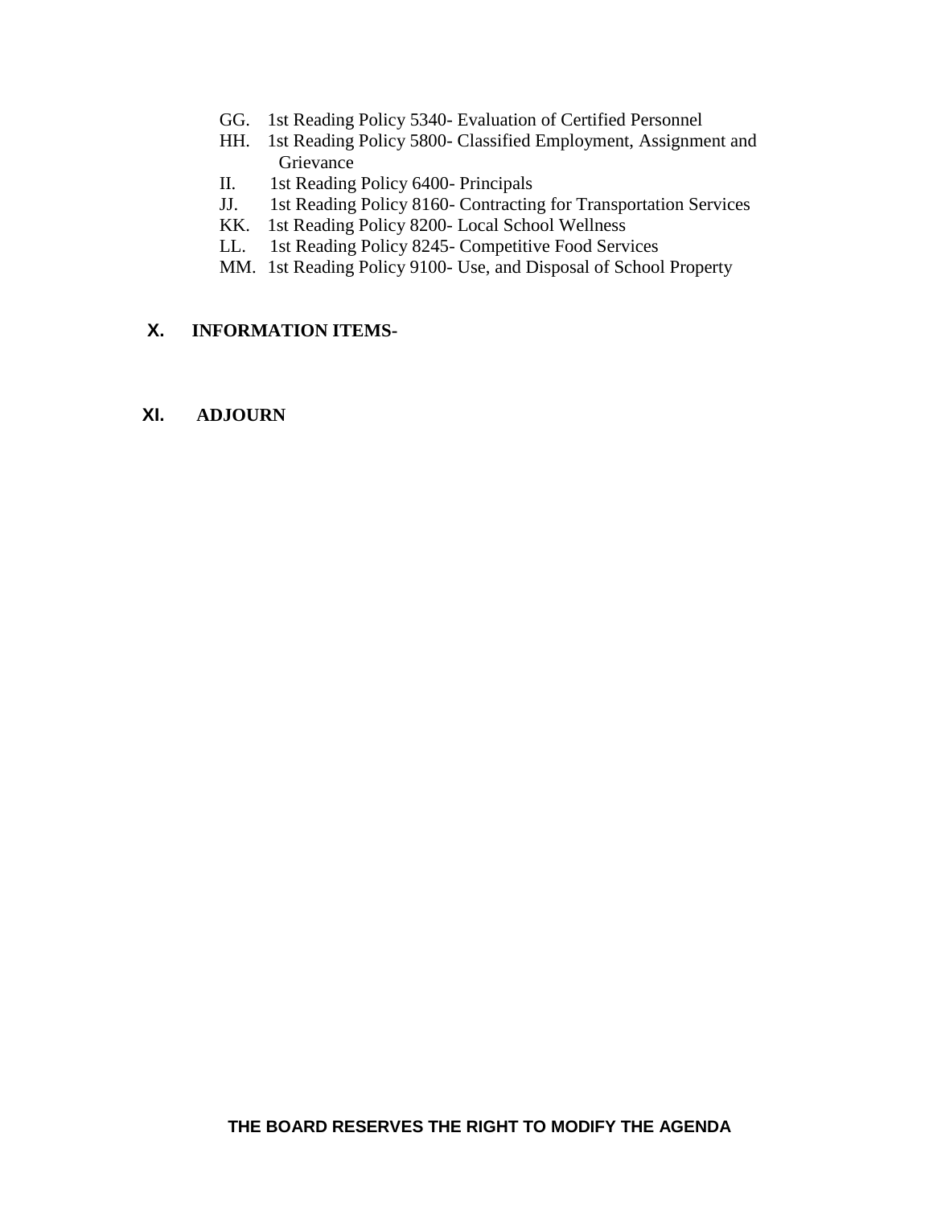GG. 1st Reading Policy 5340- Evaluation of Certified Personnel
HH. 1st Reading Policy 5800- Classified Employment, Assignment and Grievance
II. 1st Reading Policy 6400- Principals
JJ. 1st Reading Policy 8160- Contracting for Transportation Services
KK. 1st Reading Policy 8200- Local School Wellness
LL. 1st Reading Policy 8245- Competitive Food Services
MM. 1st Reading Policy 9100- Use, and Disposal of School Property

## X. INFORMATION ITEMS-

## XI. ADJOURN

**THE BOARD RESERVES THE RIGHT TO MODIFY THE AGENDA**